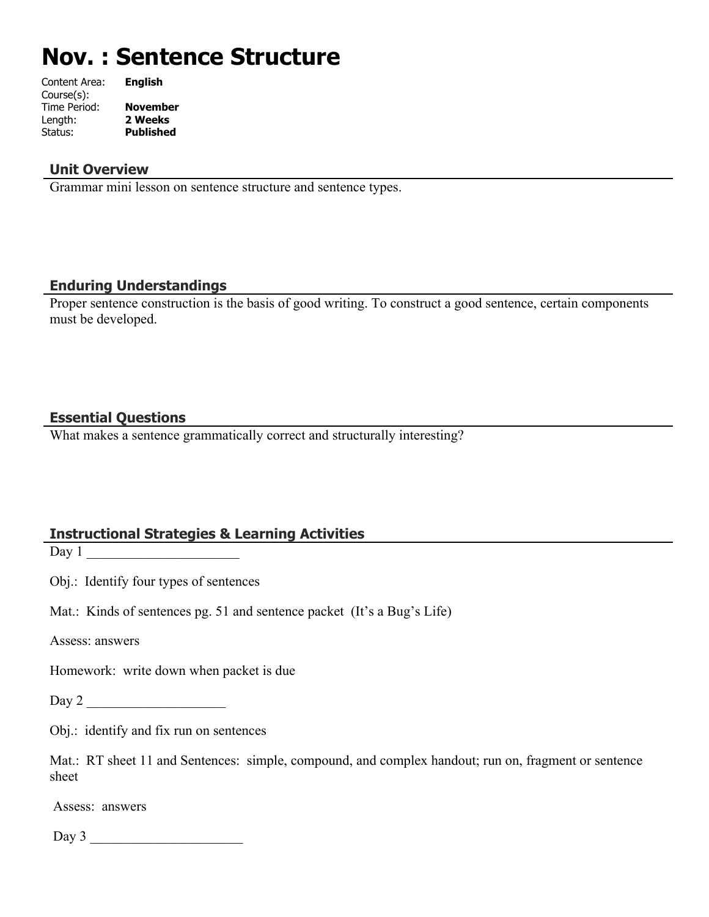# Nov. : Sentence Structure

Content Area: **English**
Course(s):
Time Period: **November**
Length: **2 Weeks**
Status: **Published**

## Unit Overview

Grammar mini lesson on sentence structure and sentence types.

## Enduring Understandings

Proper sentence construction is the basis of good writing. To construct a good sentence, certain components must be developed.

## Essential Questions

What makes a sentence grammatically correct and structurally interesting?

## Instructional Strategies & Learning Activities

Day 1 ______________________

Obj.: Identify four types of sentences

Mat.: Kinds of sentences pg. 51 and sentence packet (It's a Bug's Life)

Assess: answers

Homework: write down when packet is due

Day 2 ____________________

Obj.: identify and fix run on sentences

Mat.: RT sheet 11 and Sentences: simple, compound, and complex handout; run on, fragment or sentence sheet

Assess: answers

Day 3 ______________________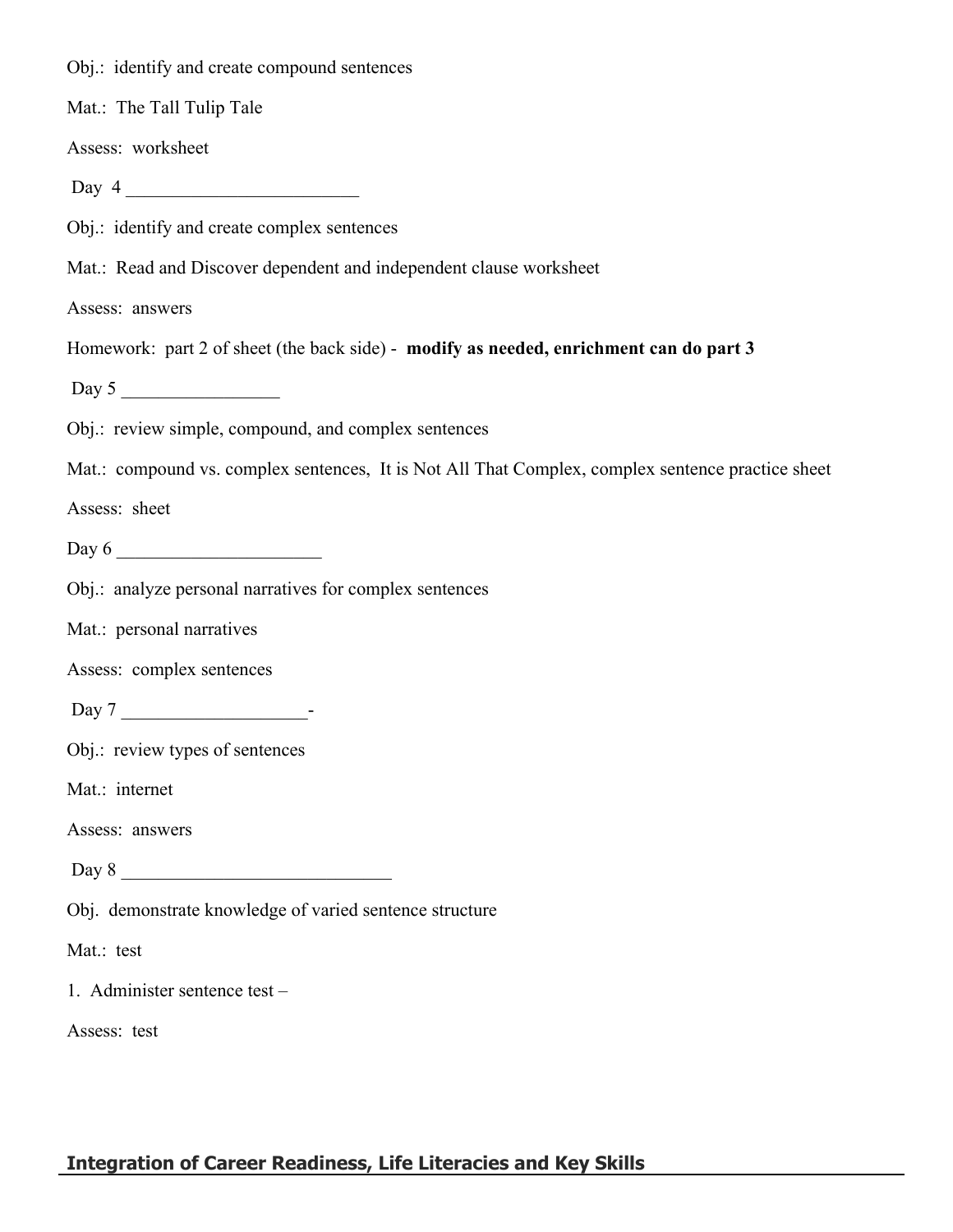Obj.: identify and create compound sentences

Mat.: The Tall Tulip Tale

Assess: worksheet

Day 4 _________________________

Obj.: identify and create complex sentences

Mat.: Read and Discover dependent and independent clause worksheet

Assess: answers

Homework: part 2 of sheet (the back side) - **modify as needed, enrichment can do part 3**

Day 5 _________________

Obj.: review simple, compound, and complex sentences

Mat.: compound vs. complex sentences, It is Not All That Complex, complex sentence practice sheet

Assess: sheet

Day 6 ______________________

Obj.: analyze personal narratives for complex sentences

Mat.: personal narratives

Assess: complex sentences

Day 7 ____________________-

Obj.: review types of sentences

Mat.: internet

Assess: answers

Day 8 _____________________________

Obj. demonstrate knowledge of varied sentence structure

Mat.: test

1. Administer sentence test –

Assess: test

## Integration of Career Readiness, Life Literacies and Key Skills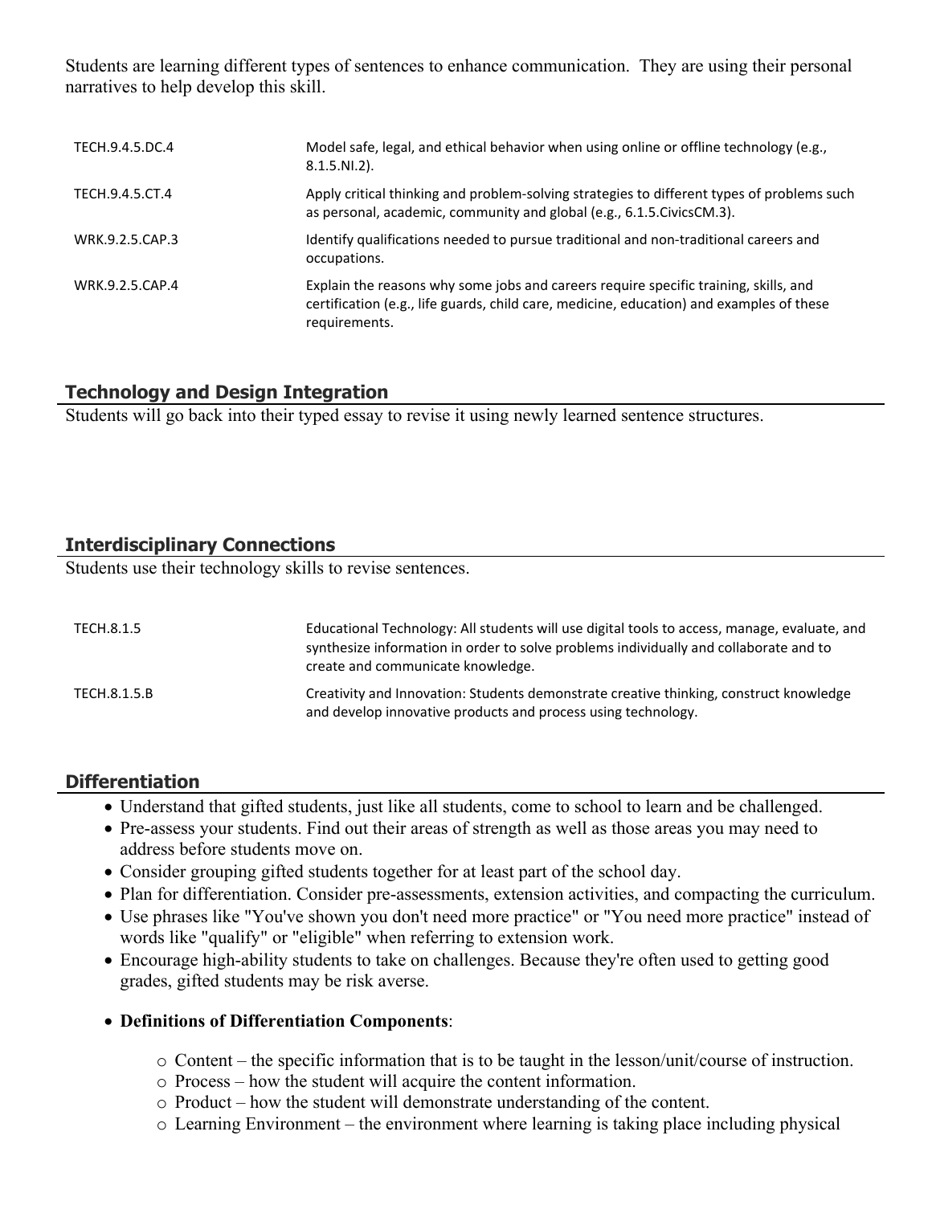Students are learning different types of sentences to enhance communication. They are using their personal narratives to help develop this skill.

| | |
|---|---|
| TECH.9.4.5.DC.4 | Model safe, legal, and ethical behavior when using online or offline technology (e.g., 8.1.5.NI.2). |
| TECH.9.4.5.CT.4 | Apply critical thinking and problem-solving strategies to different types of problems such as personal, academic, community and global (e.g., 6.1.5.CivicsCM.3). |
| WRK.9.2.5.CAP.3 | Identify qualifications needed to pursue traditional and non-traditional careers and occupations. |
| WRK.9.2.5.CAP.4 | Explain the reasons why some jobs and careers require specific training, skills, and certification (e.g., life guards, child care, medicine, education) and examples of these requirements. |

## Technology and Design Integration

Students will go back into their typed essay to revise it using newly learned sentence structures.

## Interdisciplinary Connections

Students use their technology skills to revise sentences.

| | |
|---|---|
| TECH.8.1.5 | Educational Technology: All students will use digital tools to access, manage, evaluate, and synthesize information in order to solve problems individually and collaborate and to create and communicate knowledge. |
| TECH.8.1.5.B | Creativity and Innovation: Students demonstrate creative thinking, construct knowledge and develop innovative products and process using technology. |

## Differentiation

- Understand that gifted students, just like all students, come to school to learn and be challenged.
- Pre-assess your students. Find out their areas of strength as well as those areas you may need to address before students move on.
- Consider grouping gifted students together for at least part of the school day.
- Plan for differentiation. Consider pre-assessments, extension activities, and compacting the curriculum.
- Use phrases like "You've shown you don't need more practice" or "You need more practice" instead of words like "qualify" or "eligible" when referring to extension work.
- Encourage high-ability students to take on challenges. Because they're often used to getting good grades, gifted students may be risk averse.

- **Definitions of Differentiation Components**:
  - Content – the specific information that is to be taught in the lesson/unit/course of instruction.
  - Process – how the student will acquire the content information.
  - Product – how the student will demonstrate understanding of the content.
  - Learning Environment – the environment where learning is taking place including physical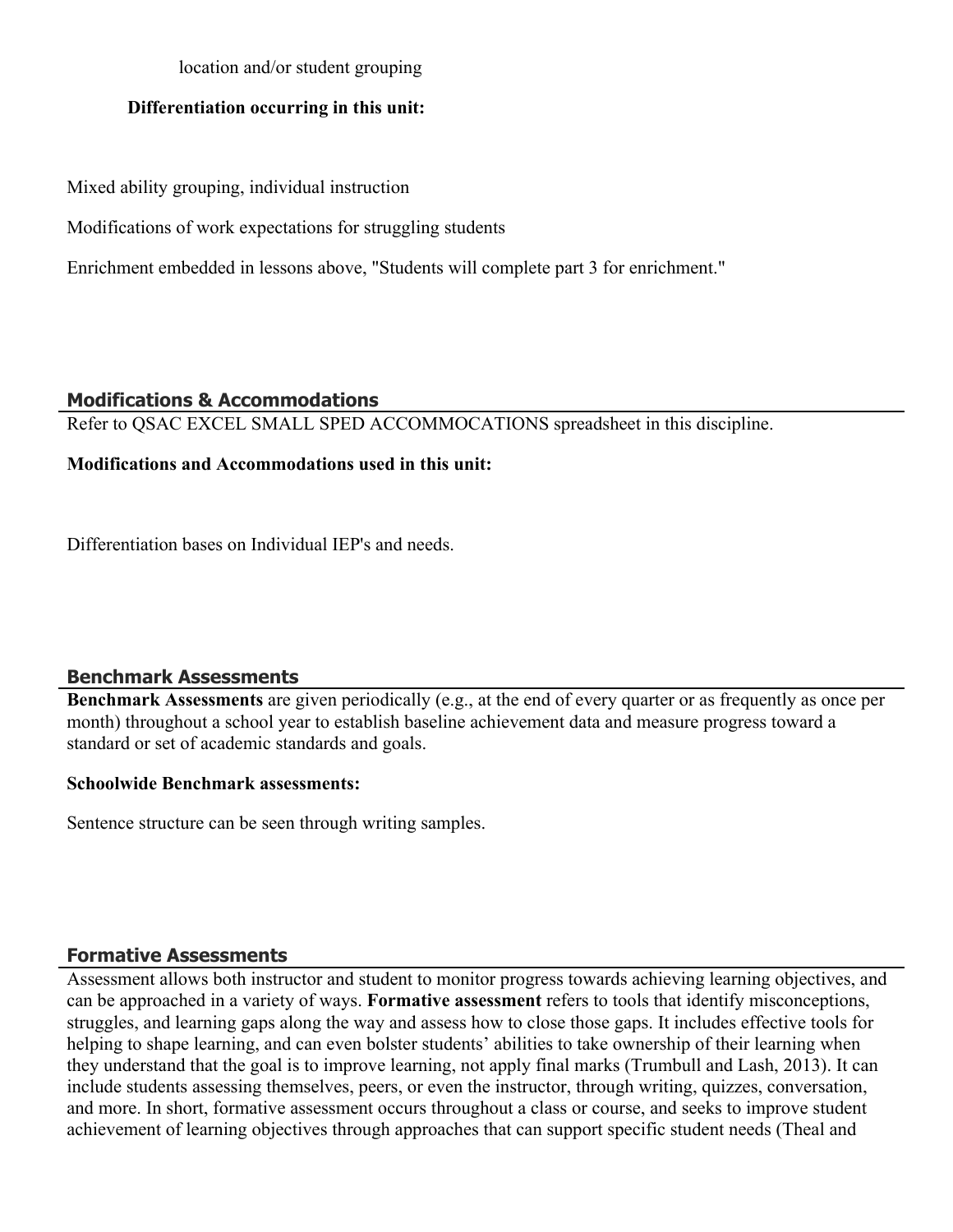location and/or student grouping

**Differentiation occurring in this unit:**

Mixed ability grouping, individual instruction

Modifications of work expectations for struggling students

Enrichment embedded in lessons above, "Students will complete part 3 for enrichment."

## Modifications & Accommodations

Refer to QSAC EXCEL SMALL SPED ACCOMMOCATIONS spreadsheet in this discipline.

**Modifications and Accommodations used in this unit:**

Differentiation bases on Individual IEP's and needs.

## Benchmark Assessments

**Benchmark Assessments** are given periodically (e.g., at the end of every quarter or as frequently as once per month) throughout a school year to establish baseline achievement data and measure progress toward a standard or set of academic standards and goals.

**Schoolwide Benchmark assessments:**

Sentence structure can be seen through writing samples.

## Formative Assessments

Assessment allows both instructor and student to monitor progress towards achieving learning objectives, and can be approached in a variety of ways. **Formative assessment** refers to tools that identify misconceptions, struggles, and learning gaps along the way and assess how to close those gaps. It includes effective tools for helping to shape learning, and can even bolster students' abilities to take ownership of their learning when they understand that the goal is to improve learning, not apply final marks (Trumbull and Lash, 2013). It can include students assessing themselves, peers, or even the instructor, through writing, quizzes, conversation, and more. In short, formative assessment occurs throughout a class or course, and seeks to improve student achievement of learning objectives through approaches that can support specific student needs (Theal and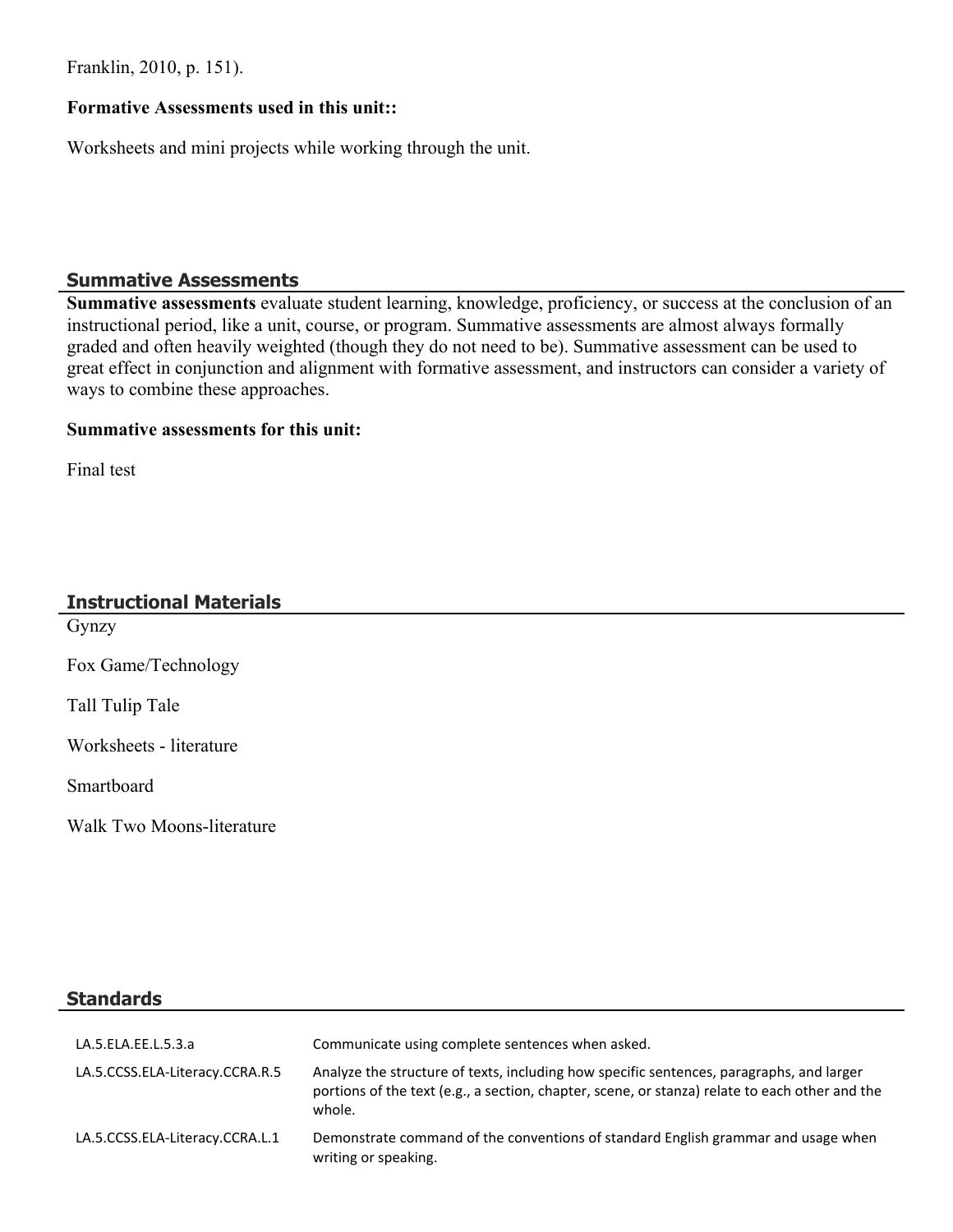Franklin, 2010, p. 151).

**Formative Assessments used in this unit::**

Worksheets and mini projects while working through the unit.

## Summative Assessments

**Summative assessments** evaluate student learning, knowledge, proficiency, or success at the conclusion of an instructional period, like a unit, course, or program. Summative assessments are almost always formally graded and often heavily weighted (though they do not need to be). Summative assessment can be used to great effect in conjunction and alignment with formative assessment, and instructors can consider a variety of ways to combine these approaches.

**Summative assessments for this unit:**

Final test

## Instructional Materials

Gynzy

Fox Game/Technology

Tall Tulip Tale

Worksheets - literature

Smartboard

Walk Two Moons-literature

## Standards

| | |
|---|---|
| LA.5.ELA.EE.L.5.3.a | Communicate using complete sentences when asked. |
| LA.5.CCSS.ELA-Literacy.CCRA.R.5 | Analyze the structure of texts, including how specific sentences, paragraphs, and larger portions of the text (e.g., a section, chapter, scene, or stanza) relate to each other and the whole. |
| LA.5.CCSS.ELA-Literacy.CCRA.L.1 | Demonstrate command of the conventions of standard English grammar and usage when writing or speaking. |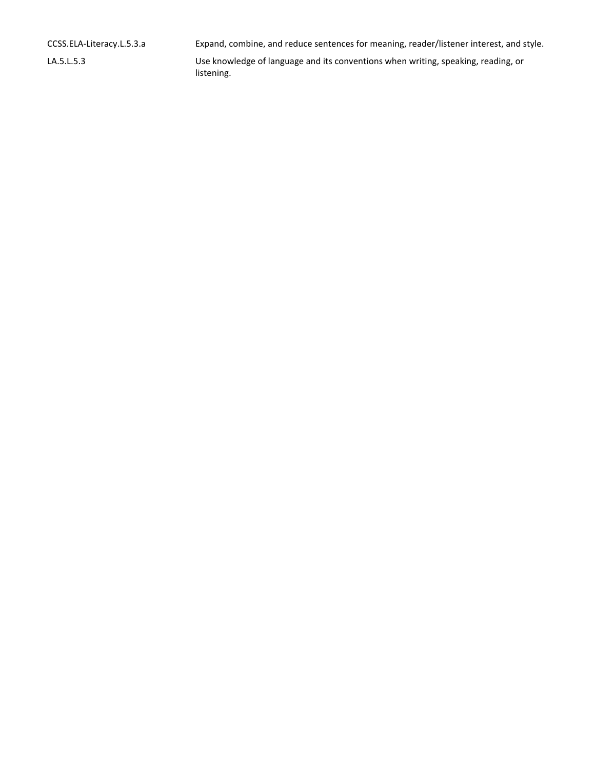| | |
|---|---|
| CCSS.ELA-Literacy.L.5.3.a | Expand, combine, and reduce sentences for meaning, reader/listener interest, and style. |
| LA.5.L.5.3 | Use knowledge of language and its conventions when writing, speaking, reading, or listening. |